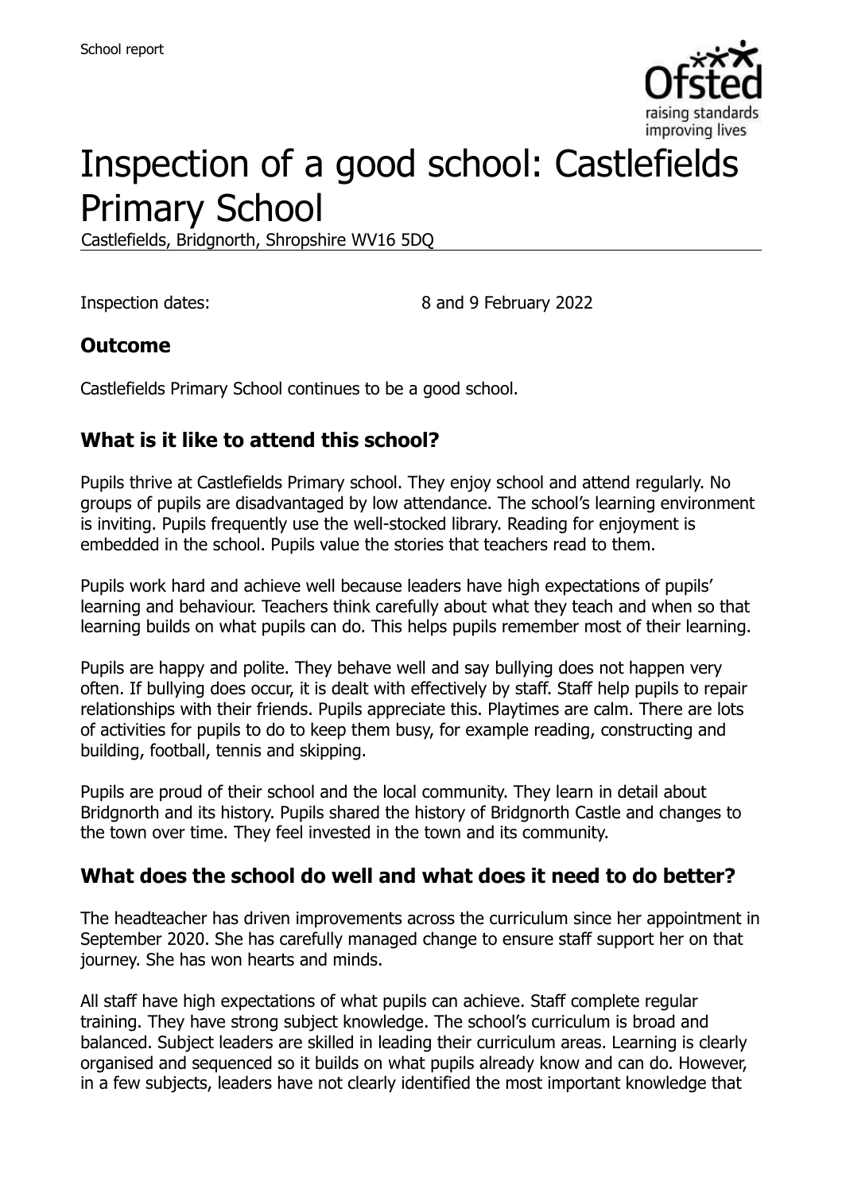# Inspection of a good school: Castlefields Primary School

Castlefields, Bridgnorth, Shropshire WV16 5DQ

Inspection dates: 8 and 9 February 2022

## Outcome

Castlefields Primary School continues to be a good school.

## What is it like to attend this school?

Pupils thrive at Castlefields Primary school. They enjoy school and attend regularly. No groups of pupils are disadvantaged by low attendance. The school's learning environment is inviting. Pupils frequently use the well-stocked library. Reading for enjoyment is embedded in the school. Pupils value the stories that teachers read to them.

Pupils work hard and achieve well because leaders have high expectations of pupils' learning and behaviour. Teachers think carefully about what they teach and when so that learning builds on what pupils can do. This helps pupils remember most of their learning.

Pupils are happy and polite. They behave well and say bullying does not happen very often. If bullying does occur, it is dealt with effectively by staff. Staff help pupils to repair relationships with their friends. Pupils appreciate this. Playtimes are calm. There are lots of activities for pupils to do to keep them busy, for example reading, constructing and building, football, tennis and skipping.

Pupils are proud of their school and the local community. They learn in detail about Bridgnorth and its history. Pupils shared the history of Bridgnorth Castle and changes to the town over time. They feel invested in the town and its community.

## What does the school do well and what does it need to do better?

The headteacher has driven improvements across the curriculum since her appointment in September 2020. She has carefully managed change to ensure staff support her on that journey. She has won hearts and minds.

All staff have high expectations of what pupils can achieve. Staff complete regular training. They have strong subject knowledge. The school's curriculum is broad and balanced. Subject leaders are skilled in leading their curriculum areas. Learning is clearly organised and sequenced so it builds on what pupils already know and can do. However, in a few subjects, leaders have not clearly identified the most important knowledge that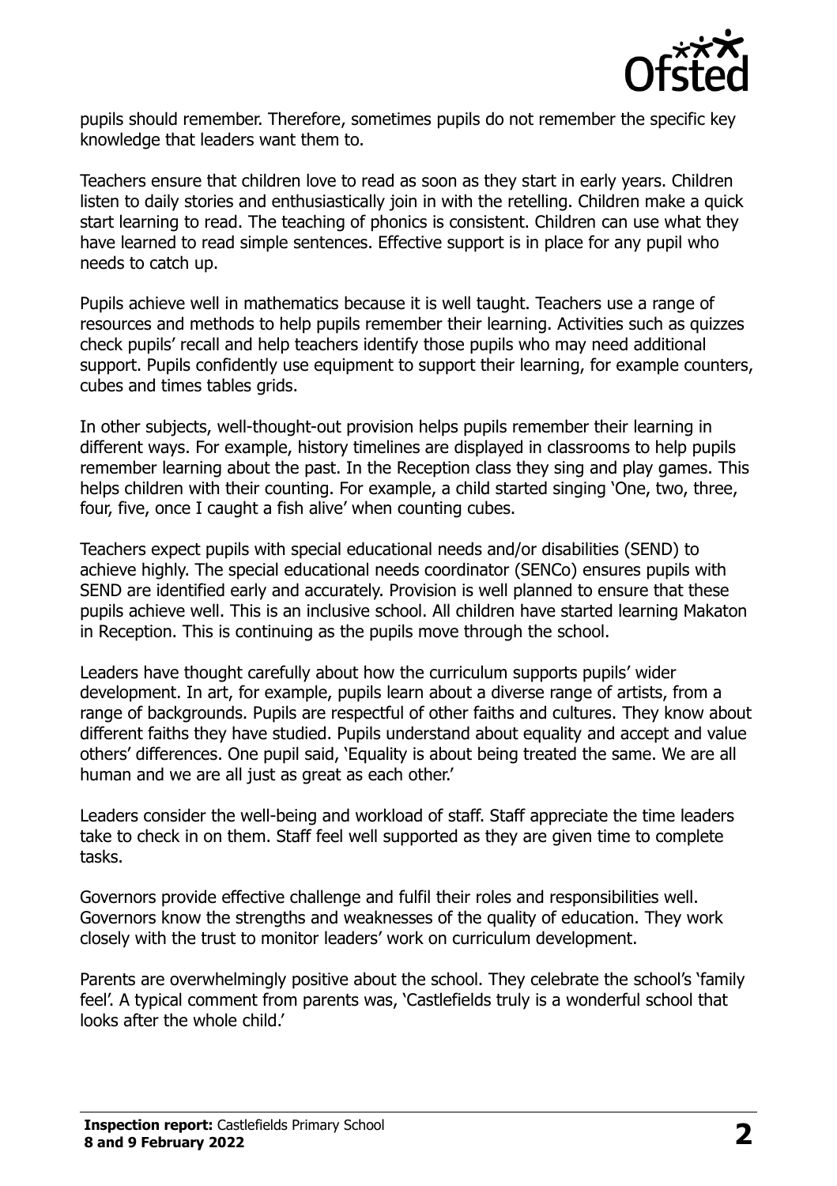pupils should remember. Therefore, sometimes pupils do not remember the specific key knowledge that leaders want them to.

Teachers ensure that children love to read as soon as they start in early years. Children listen to daily stories and enthusiastically join in with the retelling. Children make a quick start learning to read. The teaching of phonics is consistent. Children can use what they have learned to read simple sentences. Effective support is in place for any pupil who needs to catch up.

Pupils achieve well in mathematics because it is well taught. Teachers use a range of resources and methods to help pupils remember their learning. Activities such as quizzes check pupils' recall and help teachers identify those pupils who may need additional support. Pupils confidently use equipment to support their learning, for example counters, cubes and times tables grids.

In other subjects, well-thought-out provision helps pupils remember their learning in different ways. For example, history timelines are displayed in classrooms to help pupils remember learning about the past. In the Reception class they sing and play games. This helps children with their counting. For example, a child started singing 'One, two, three, four, five, once I caught a fish alive' when counting cubes.

Teachers expect pupils with special educational needs and/or disabilities (SEND) to achieve highly. The special educational needs coordinator (SENCo) ensures pupils with SEND are identified early and accurately. Provision is well planned to ensure that these pupils achieve well. This is an inclusive school. All children have started learning Makaton in Reception. This is continuing as the pupils move through the school.

Leaders have thought carefully about how the curriculum supports pupils' wider development. In art, for example, pupils learn about a diverse range of artists, from a range of backgrounds. Pupils are respectful of other faiths and cultures. They know about different faiths they have studied. Pupils understand about equality and accept and value others' differences. One pupil said, 'Equality is about being treated the same. We are all human and we are all just as great as each other.'

Leaders consider the well-being and workload of staff. Staff appreciate the time leaders take to check in on them. Staff feel well supported as they are given time to complete tasks.

Governors provide effective challenge and fulfil their roles and responsibilities well. Governors know the strengths and weaknesses of the quality of education. They work closely with the trust to monitor leaders' work on curriculum development.

Parents are overwhelmingly positive about the school. They celebrate the school's 'family feel'. A typical comment from parents was, 'Castlefields truly is a wonderful school that looks after the whole child.'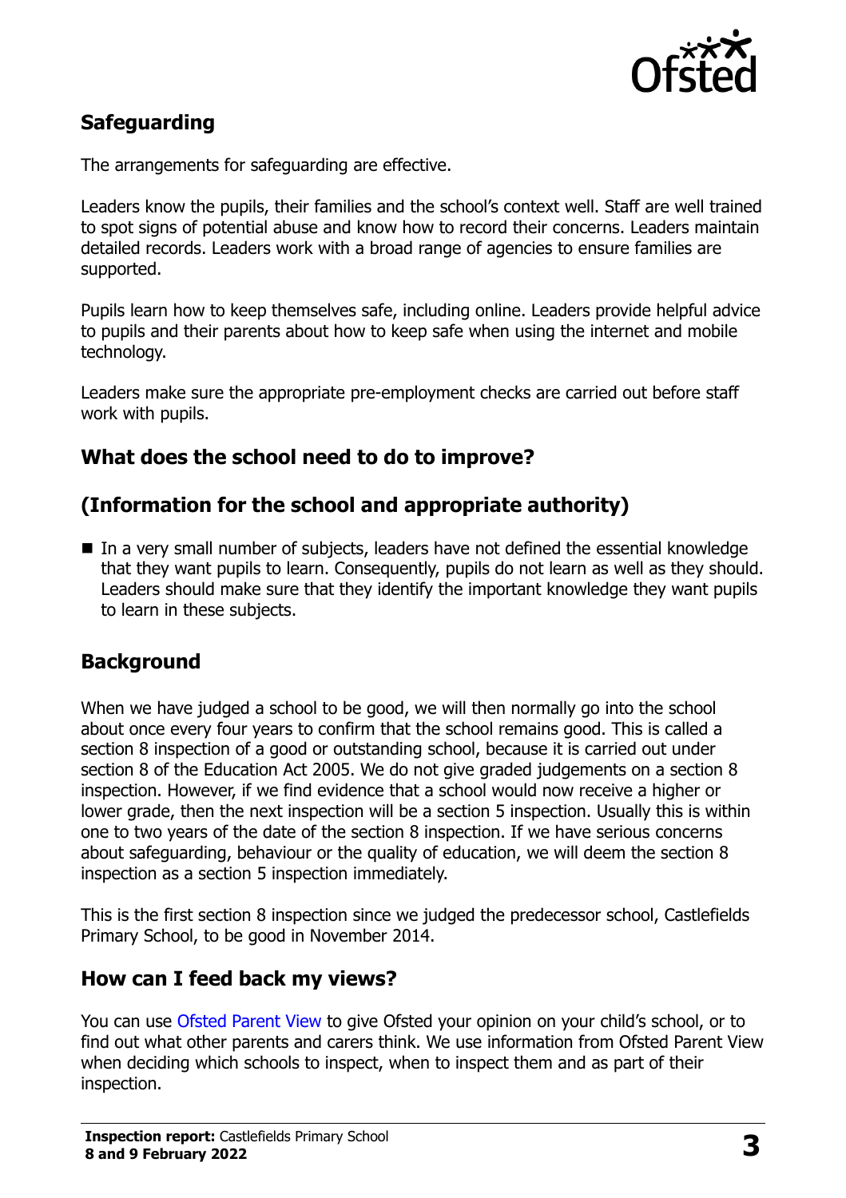## Safeguarding

The arrangements for safeguarding are effective.

Leaders know the pupils, their families and the school's context well. Staff are well trained to spot signs of potential abuse and know how to record their concerns. Leaders maintain detailed records. Leaders work with a broad range of agencies to ensure families are supported.

Pupils learn how to keep themselves safe, including online. Leaders provide helpful advice to pupils and their parents about how to keep safe when using the internet and mobile technology.

Leaders make sure the appropriate pre-employment checks are carried out before staff work with pupils.

## What does the school need to do to improve?

## (Information for the school and appropriate authority)

- In a very small number of subjects, leaders have not defined the essential knowledge that they want pupils to learn. Consequently, pupils do not learn as well as they should. Leaders should make sure that they identify the important knowledge they want pupils to learn in these subjects.

## Background

When we have judged a school to be good, we will then normally go into the school about once every four years to confirm that the school remains good. This is called a section 8 inspection of a good or outstanding school, because it is carried out under section 8 of the Education Act 2005. We do not give graded judgements on a section 8 inspection. However, if we find evidence that a school would now receive a higher or lower grade, then the next inspection will be a section 5 inspection. Usually this is within one to two years of the date of the section 8 inspection. If we have serious concerns about safeguarding, behaviour or the quality of education, we will deem the section 8 inspection as a section 5 inspection immediately.

This is the first section 8 inspection since we judged the predecessor school, Castlefields Primary School, to be good in November 2014.

## How can I feed back my views?

You can use Ofsted Parent View to give Ofsted your opinion on your child's school, or to find out what other parents and carers think. We use information from Ofsted Parent View when deciding which schools to inspect, when to inspect them and as part of their inspection.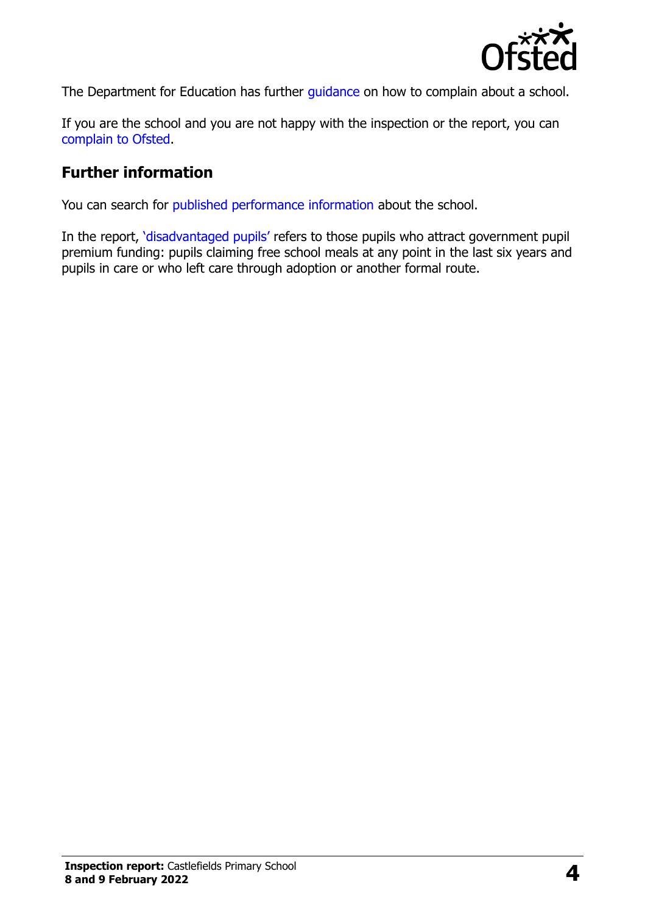The Department for Education has further guidance on how to complain about a school.

If you are the school and you are not happy with the inspection or the report, you can complain to Ofsted.

## Further information

You can search for published performance information about the school.

In the report, 'disadvantaged pupils' refers to those pupils who attract government pupil premium funding: pupils claiming free school meals at any point in the last six years and pupils in care or who left care through adoption or another formal route.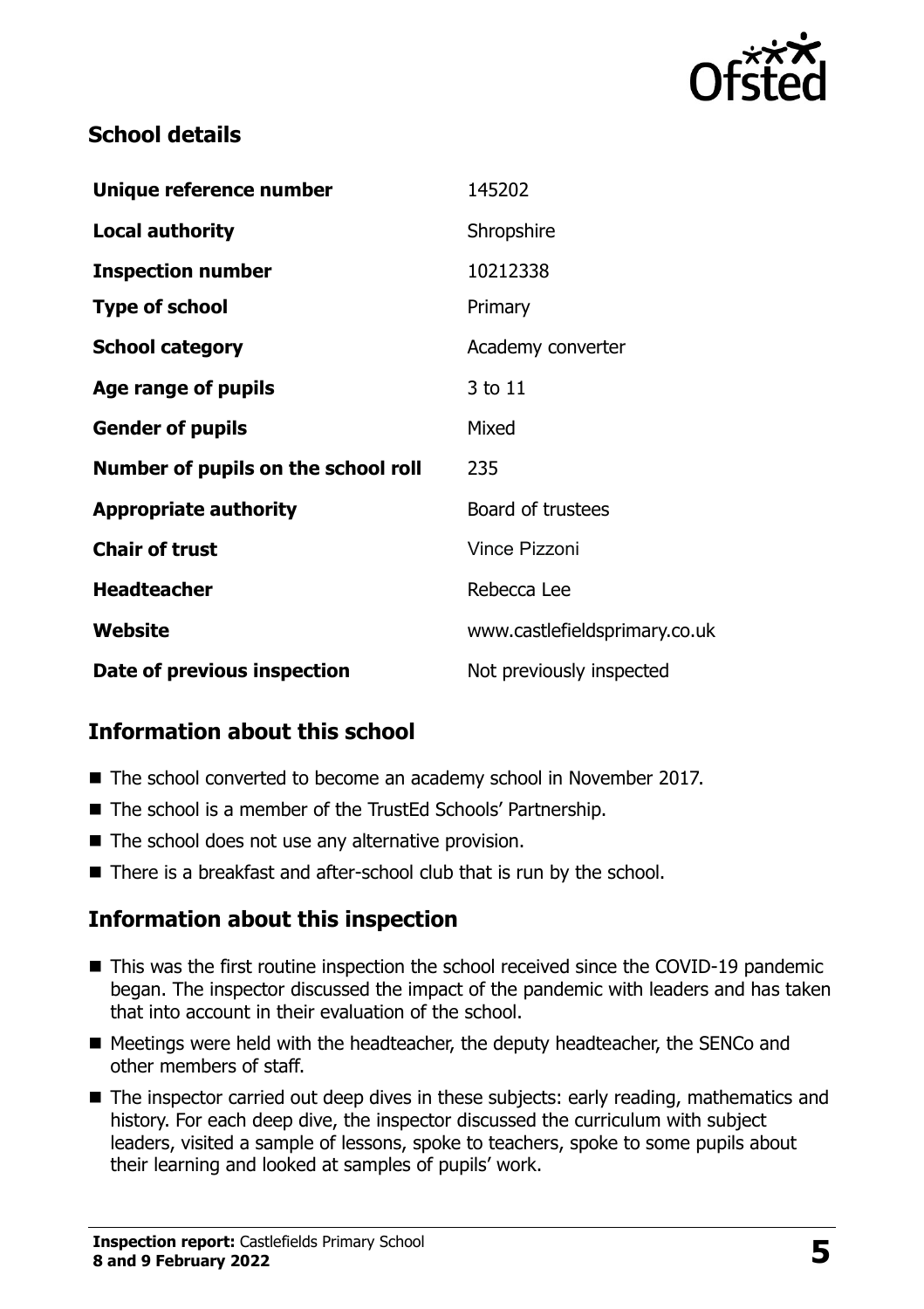## School details

| | |
|---|---|
| **Unique reference number** | 145202 |
| **Local authority** | Shropshire |
| **Inspection number** | 10212338 |
| **Type of school** | Primary |
| **School category** | Academy converter |
| **Age range of pupils** | 3 to 11 |
| **Gender of pupils** | Mixed |
| **Number of pupils on the school roll** | 235 |
| **Appropriate authority** | Board of trustees |
| **Chair of trust** | Vince Pizzoni |
| **Headteacher** | Rebecca Lee |
| **Website** | www.castlefieldsprimary.co.uk |
| **Date of previous inspection** | Not previously inspected |

## Information about this school

- The school converted to become an academy school in November 2017.
- The school is a member of the TrustEd Schools' Partnership.
- The school does not use any alternative provision.
- There is a breakfast and after-school club that is run by the school.

## Information about this inspection

- This was the first routine inspection the school received since the COVID-19 pandemic began. The inspector discussed the impact of the pandemic with leaders and has taken that into account in their evaluation of the school.
- Meetings were held with the headteacher, the deputy headteacher, the SENCo and other members of staff.
- The inspector carried out deep dives in these subjects: early reading, mathematics and history. For each deep dive, the inspector discussed the curriculum with subject leaders, visited a sample of lessons, spoke to teachers, spoke to some pupils about their learning and looked at samples of pupils' work.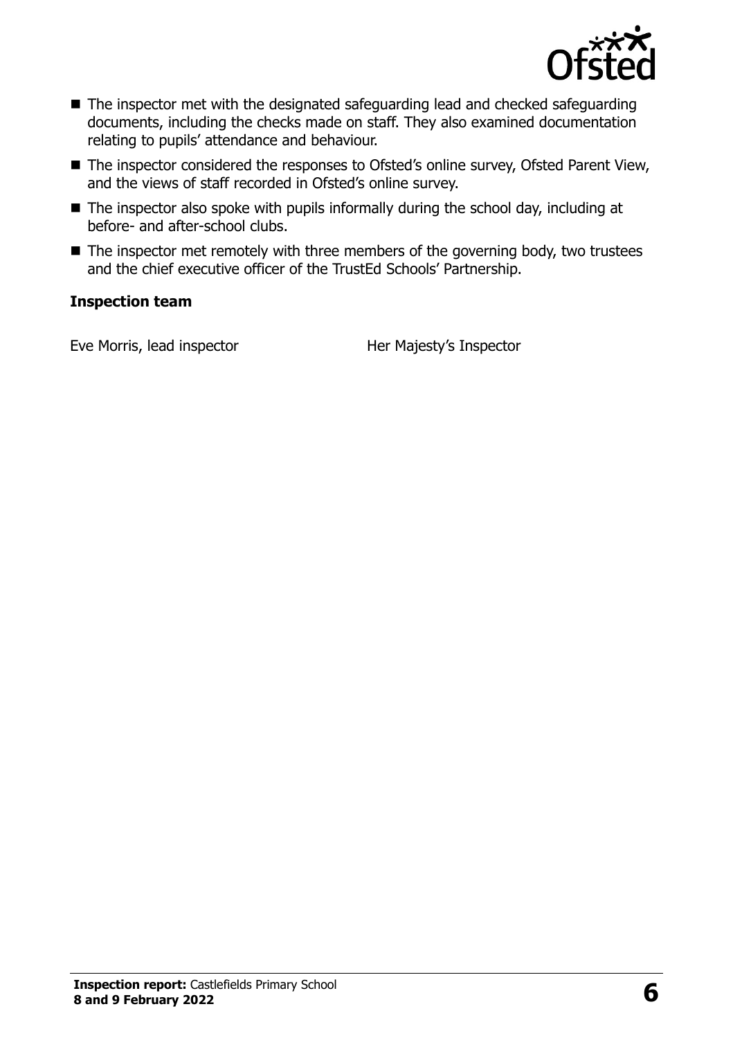- The inspector met with the designated safeguarding lead and checked safeguarding documents, including the checks made on staff. They also examined documentation relating to pupils' attendance and behaviour.
- The inspector considered the responses to Ofsted's online survey, Ofsted Parent View, and the views of staff recorded in Ofsted's online survey.
- The inspector also spoke with pupils informally during the school day, including at before- and after-school clubs.
- The inspector met remotely with three members of the governing body, two trustees and the chief executive officer of the TrustEd Schools' Partnership.

**Inspection team**

| | |
|---|---|
| Eve Morris, lead inspector | Her Majesty's Inspector |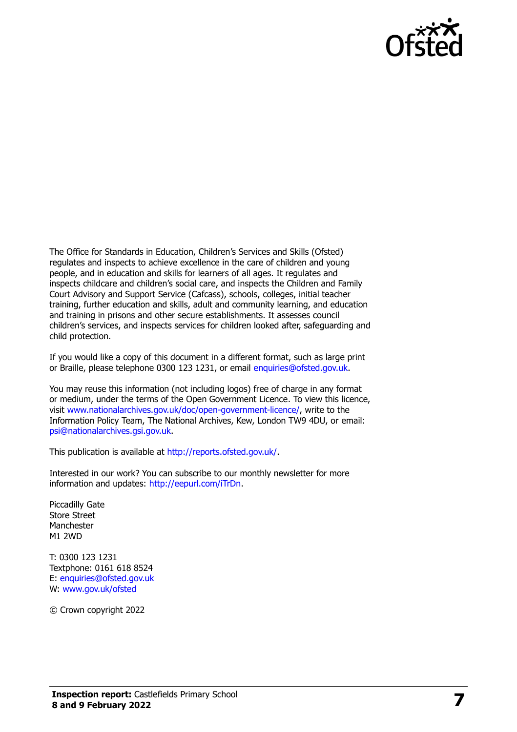The Office for Standards in Education, Children's Services and Skills (Ofsted) regulates and inspects to achieve excellence in the care of children and young people, and in education and skills for learners of all ages. It regulates and inspects childcare and children's social care, and inspects the Children and Family Court Advisory and Support Service (Cafcass), schools, colleges, initial teacher training, further education and skills, adult and community learning, and education and training in prisons and other secure establishments. It assesses council children's services, and inspects services for children looked after, safeguarding and child protection.

If you would like a copy of this document in a different format, such as large print or Braille, please telephone 0300 123 1231, or email enquiries@ofsted.gov.uk.

You may reuse this information (not including logos) free of charge in any format or medium, under the terms of the Open Government Licence. To view this licence, visit www.nationalarchives.gov.uk/doc/open-government-licence/, write to the Information Policy Team, The National Archives, Kew, London TW9 4DU, or email: psi@nationalarchives.gsi.gov.uk.

This publication is available at http://reports.ofsted.gov.uk/.

Interested in our work? You can subscribe to our monthly newsletter for more information and updates: http://eepurl.com/iTrDn.

Piccadilly Gate
Store Street
Manchester
M1 2WD

T: 0300 123 1231
Textphone: 0161 618 8524
E: enquiries@ofsted.gov.uk
W: www.gov.uk/ofsted

© Crown copyright 2022